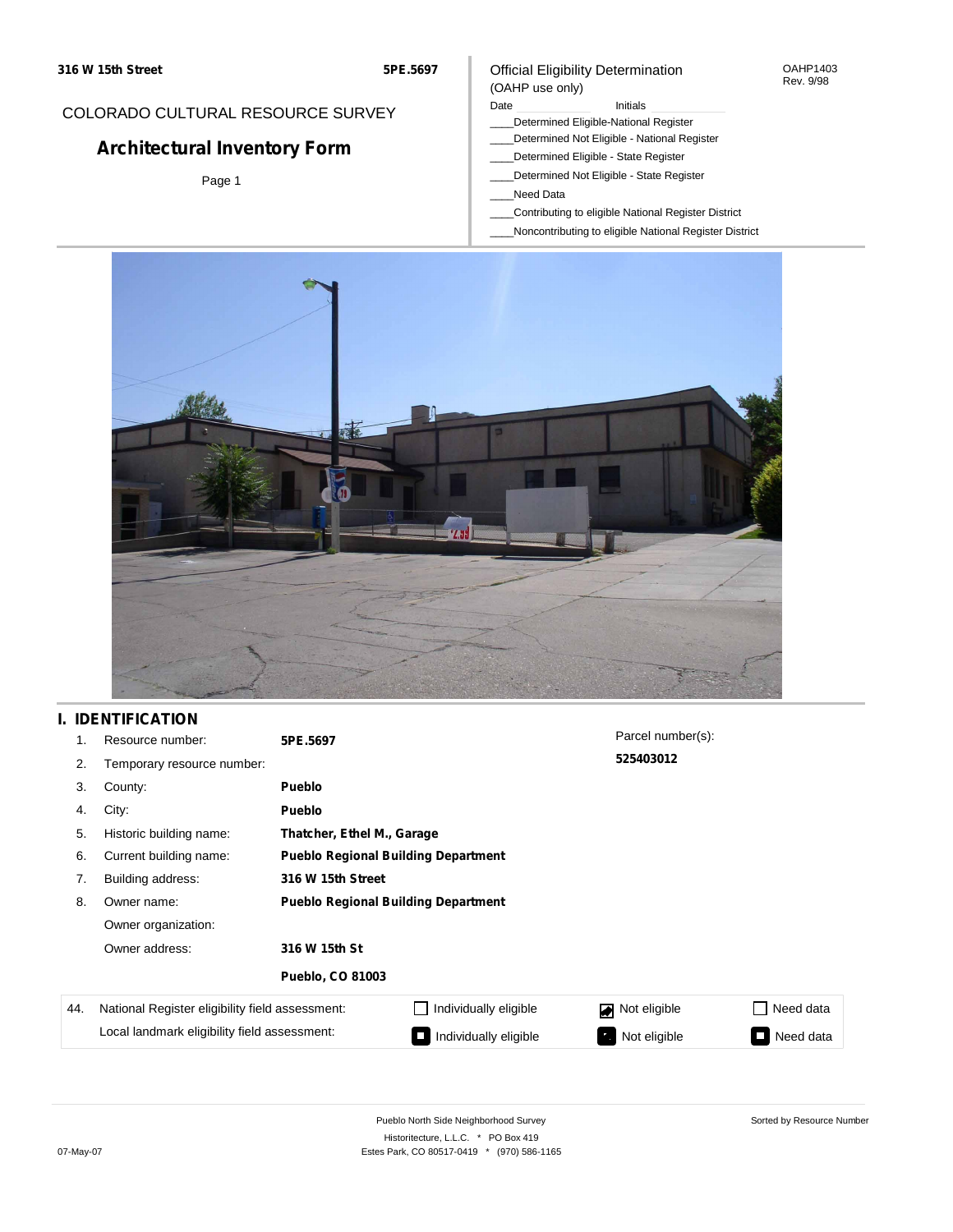316 W 15th Street | 5PE.5697

COLORADO CULTURAL RESOURCE SURVEY

# Architectural Inventory Form

Official Eligibility Determination
(OAHP use only)

OAHP1403
Rev. 9/98

Date ______ Initials ______

____Determined Eligible-National Register
____Determined Not Eligible - National Register
____Determined Eligible - State Register
____Determined Not Eligible - State Register
____Need Data
____Contributing to eligible National Register District
____Noncontributing to eligible National Register District

## I. IDENTIFICATION

1. Resource number: **5PE.5697**
2. Temporary resource number:
3. County: **Pueblo**
4. City: **Pueblo**
5. Historic building name: **Thatcher, Ethel M., Garage**
6. Current building name: **Pueblo Regional Building Department**
7. Building address: **316 W 15th Street**
8. Owner name: **Pueblo Regional Building Department**

   Owner organization:

   Owner address: **316 W 15th St**

   **Pueblo, CO 81003**

Parcel number(s): **525403012**

| 44. | | | | |
|---|---|---|---|---|
| National Register eligibility field assessment: | ☐ Individually eligible | ☑ Not eligible | ☐ Need data |
| Local landmark eligibility field assessment: | ☐ Individually eligible | ☐ Not eligible | ☐ Need data |

Pueblo North Side Neighborhood Survey
Historitecture, L.L.C. * PO Box 419
Estes Park, CO 80517-0419 * (970) 586-1165

Sorted by Resource Number

07-May-07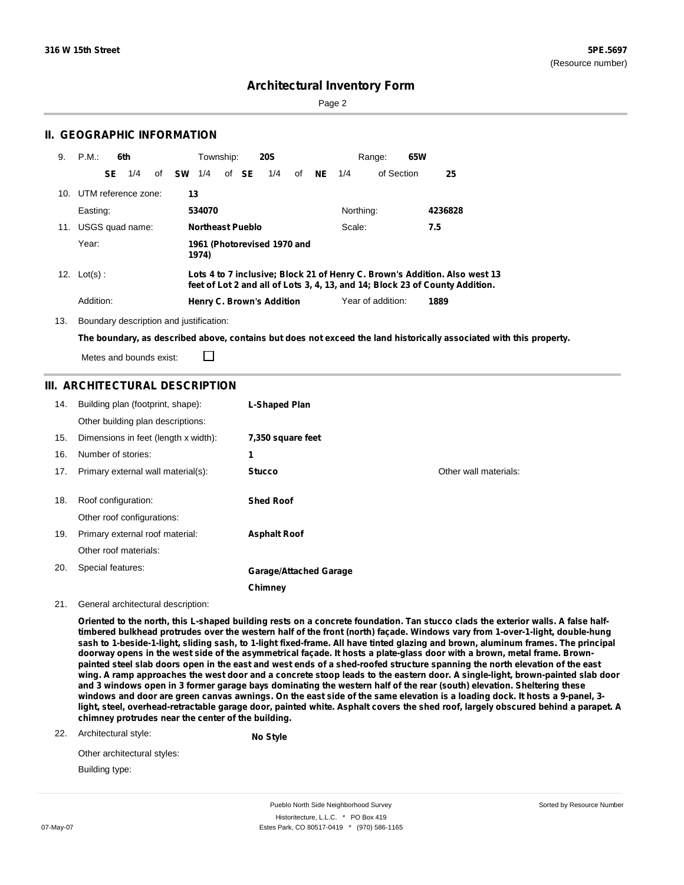**316 W 15th Street** | **5PE.5697** (Resource number)

# Architectural Inventory Form

## II. GEOGRAPHIC INFORMATION

9. P.M.: **6th** Township: **20S** Range: **65W**

 **SE** 1/4 of **SW** 1/4 of **SE** 1/4 of **NE** 1/4 of Section **25**

10. UTM reference zone: **13**

 Easting: **534070** Northing: **4236828**

11. USGS quad name: **Northeast Pueblo** Scale: **7.5**

 Year: **1961 (Photorevised 1970 and 1974)**

12. Lot(s) : **Lots 4 to 7 inclusive; Block 21 of Henry C. Brown's Addition. Also west 13 feet of Lot 2 and all of Lots 3, 4, 13, and 14; Block 23 of County Addition.**

 Addition: **Henry C. Brown's Addition** Year of addition: **1889**

13. Boundary description and justification:

**The boundary, as described above, contains but does not exceed the land historically associated with this property.**

Metes and bounds exist: ☐

## III. ARCHITECTURAL DESCRIPTION

14. Building plan (footprint, shape): **L-Shaped Plan**

 Other building plan descriptions:

15. Dimensions in feet (length x width): **7,350 square feet**

16. Number of stories: **1**

17. Primary external wall material(s): **Stucco** Other wall materials:

18. Roof configuration: **Shed Roof**

 Other roof configurations:

19. Primary external roof material: **Asphalt Roof**

 Other roof materials:

20. Special features: **Garage/Attached Garage**

 **Chimney**

21. General architectural description:

**Oriented to the north, this L-shaped building rests on a concrete foundation. Tan stucco clads the exterior walls. A false half-timbered bulkhead protrudes over the western half of the front (north) façade. Windows vary from 1-over-1-light, double-hung sash to 1-beside-1-light, sliding sash, to 1-light fixed-frame. All have tinted glazing and brown, aluminum frames. The principal doorway opens in the west side of the asymmetrical façade. It hosts a plate-glass door with a brown, metal frame. Brown-painted steel slab doors open in the east and west ends of a shed-roofed structure spanning the north elevation of the east wing. A ramp approaches the west door and a concrete stoop leads to the eastern door. A single-light, brown-painted slab door and 3 windows open in 3 former garage bays dominating the western half of the rear (south) elevation. Sheltering these windows and door are green canvas awnings. On the east side of the same elevation is a loading dock. It hosts a 9-panel, 3-light, steel, overhead-retractable garage door, painted white. Asphalt covers the shed roof, largely obscured behind a parapet. A chimney protrudes near the center of the building.**

22. Architectural style: **No Style**

 Other architectural styles:

 Building type: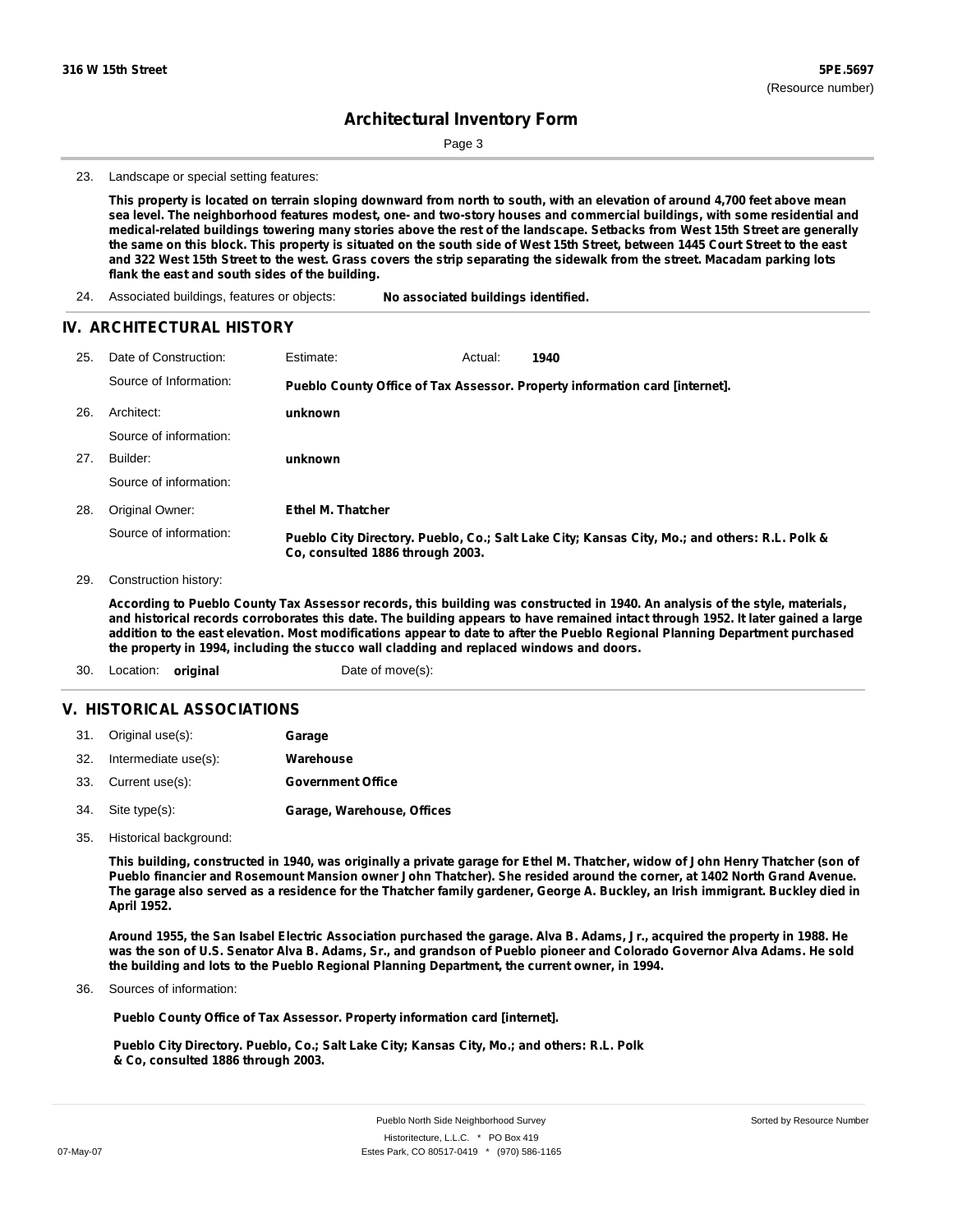23. Landscape or special setting features:

**This property is located on terrain sloping downward from north to south, with an elevation of around 4,700 feet above mean sea level. The neighborhood features modest, one- and two-story houses and commercial buildings, with some residential and medical-related buildings towering many stories above the rest of the landscape. Setbacks from West 15th Street are generally the same on this block. This property is situated on the south side of West 15th Street, between 1445 Court Street to the east and 322 West 15th Street to the west. Grass covers the strip separating the sidewalk from the street. Macadam parking lots flank the east and south sides of the building.**

24. Associated buildings, features or objects: **No associated buildings identified.**

## IV. ARCHITECTURAL HISTORY

25. Date of Construction: Estimate: Actual: **1940**

Source of Information: **Pueblo County Office of Tax Assessor. Property information card [internet].**

26. Architect: **unknown**

Source of information:

27. Builder: **unknown**

Source of information:

28. Original Owner: **Ethel M. Thatcher**

Source of information: **Pueblo City Directory. Pueblo, Co.; Salt Lake City; Kansas City, Mo.; and others: R.L. Polk & Co, consulted 1886 through 2003.**

29. Construction history:

**According to Pueblo County Tax Assessor records, this building was constructed in 1940. An analysis of the style, materials, and historical records corroborates this date. The building appears to have remained intact through 1952. It later gained a large addition to the east elevation. Most modifications appear to date to after the Pueblo Regional Planning Department purchased the property in 1994, including the stucco wall cladding and replaced windows and doors.**

30. Location: **original** Date of move(s):

## V. HISTORICAL ASSOCIATIONS

31. Original use(s): **Garage**
32. Intermediate use(s): **Warehouse**
33. Current use(s): **Government Office**
34. Site type(s): **Garage, Warehouse, Offices**

35. Historical background:

**This building, constructed in 1940, was originally a private garage for Ethel M. Thatcher, widow of John Henry Thatcher (son of Pueblo financier and Rosemount Mansion owner John Thatcher). She resided around the corner, at 1402 North Grand Avenue. The garage also served as a residence for the Thatcher family gardener, George A. Buckley, an Irish immigrant. Buckley died in April 1952.**

**Around 1955, the San Isabel Electric Association purchased the garage. Alva B. Adams, Jr., acquired the property in 1988. He was the son of U.S. Senator Alva B. Adams, Sr., and grandson of Pueblo pioneer and Colorado Governor Alva Adams. He sold the building and lots to the Pueblo Regional Planning Department, the current owner, in 1994.**

36. Sources of information:

**Pueblo County Office of Tax Assessor. Property information card [internet].**

**Pueblo City Directory. Pueblo, Co.; Salt Lake City; Kansas City, Mo.; and others: R.L. Polk & Co, consulted 1886 through 2003.**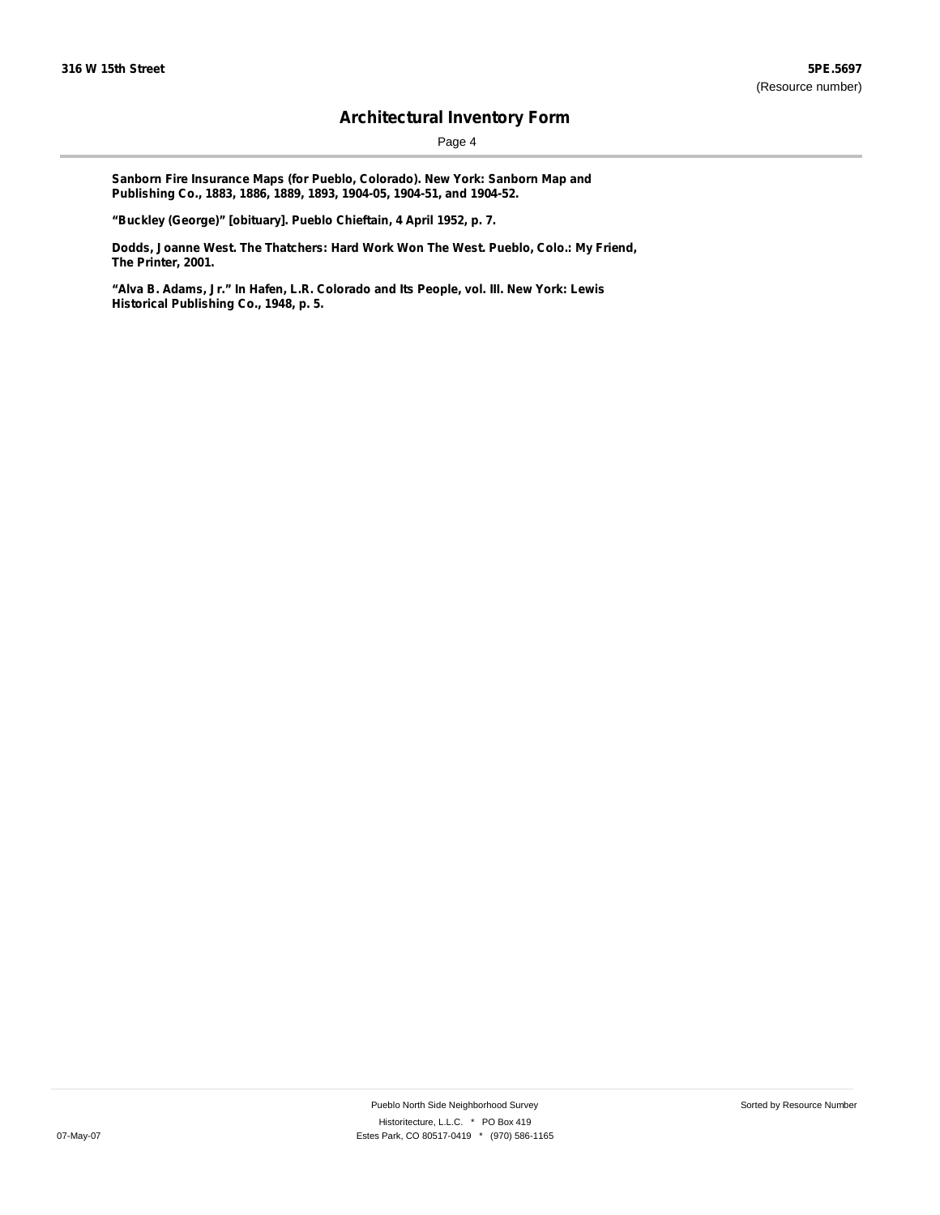**Sanborn Fire Insurance Maps (for Pueblo, Colorado). New York: Sanborn Map and Publishing Co., 1883, 1886, 1889, 1893, 1904-05, 1904-51, and 1904-52.**

**"Buckley (George)" [obituary]. Pueblo Chieftain, 4 April 1952, p. 7.**

**Dodds, Joanne West. The Thatchers: Hard Work Won The West. Pueblo, Colo.: My Friend, The Printer, 2001.**

**"Alva B. Adams, Jr." In Hafen, L.R. Colorado and Its People, vol. III. New York: Lewis Historical Publishing Co., 1948, p. 5.**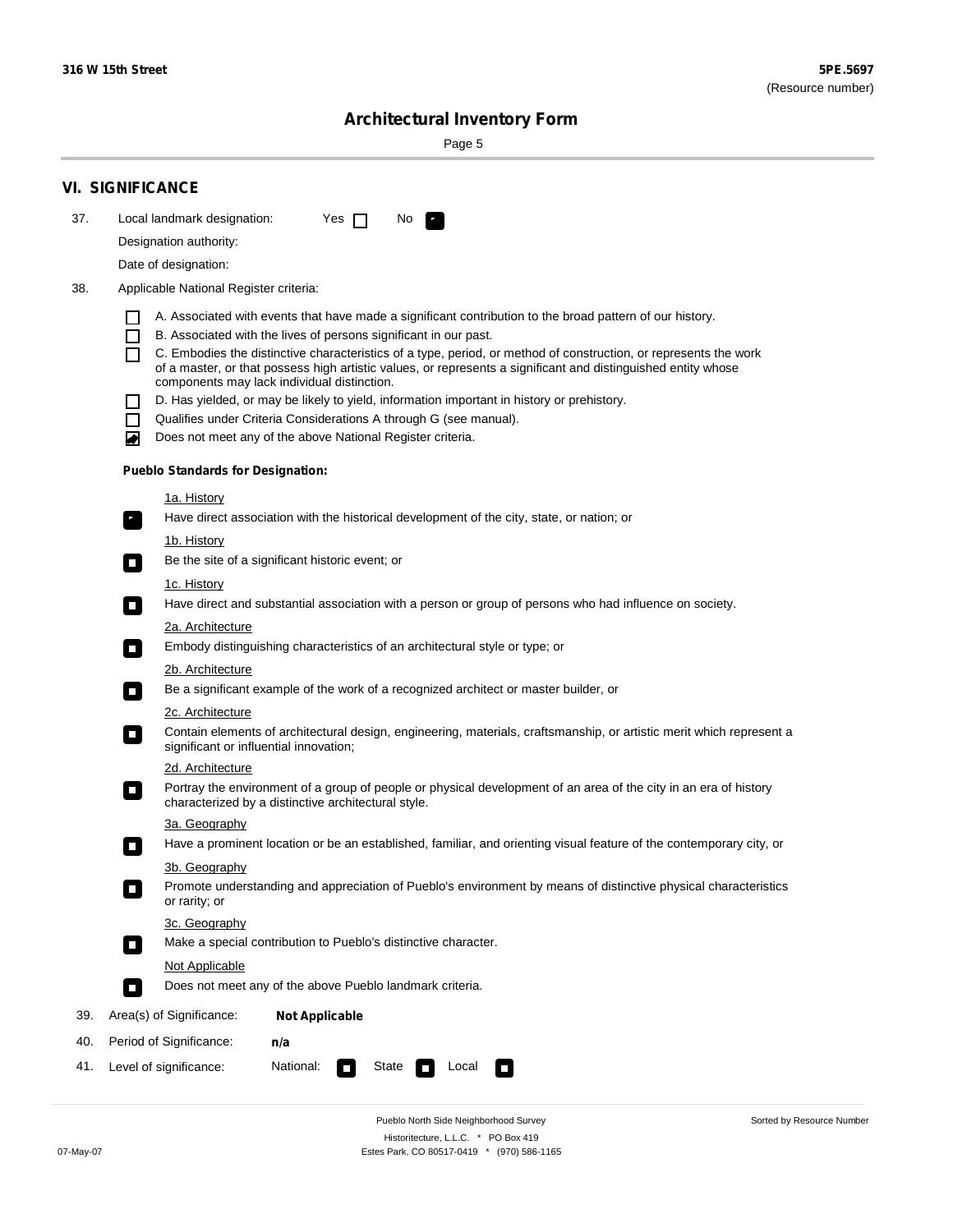# VI. SIGNIFICANCE

37. Local landmark designation: Yes ☐ No ☑

Designation authority:

Date of designation:

38. Applicable National Register criteria:

- ☐ A. Associated with events that have made a significant contribution to the broad pattern of our history.
- ☐ B. Associated with the lives of persons significant in our past.
- ☐ C. Embodies the distinctive characteristics of a type, period, or method of construction, or represents the work of a master, or that possess high artistic values, or represents a significant and distinguished entity whose components may lack individual distinction.
- ☐ D. Has yielded, or may be likely to yield, information important in history or prehistory.
- ☐ Qualifies under Criteria Considerations A through G (see manual).
- ☑ Does not meet any of the above National Register criteria.

**Pueblo Standards for Designation:**

1a. History
☑ Have direct association with the historical development of the city, state, or nation; or

1b. History
☐ Be the site of a significant historic event; or

1c. History
☐ Have direct and substantial association with a person or group of persons who had influence on society.

2a. Architecture
☐ Embody distinguishing characteristics of an architectural style or type; or

2b. Architecture
☐ Be a significant example of the work of a recognized architect or master builder, or

2c. Architecture
☐ Contain elements of architectural design, engineering, materials, craftsmanship, or artistic merit which represent a significant or influential innovation;

2d. Architecture
☐ Portray the environment of a group of people or physical development of an area of the city in an era of history characterized by a distinctive architectural style.

3a. Geography
☐ Have a prominent location or be an established, familiar, and orienting visual feature of the contemporary city, or

3b. Geography
☐ Promote understanding and appreciation of Pueblo's environment by means of distinctive physical characteristics or rarity; or

3c. Geography
☐ Make a special contribution to Pueblo's distinctive character.

Not Applicable
☐ Does not meet any of the above Pueblo landmark criteria.

39. Area(s) of Significance: **Not Applicable**

40. Period of Significance: **n/a**

41. Level of significance: National: ☐ State ☐ Local ☐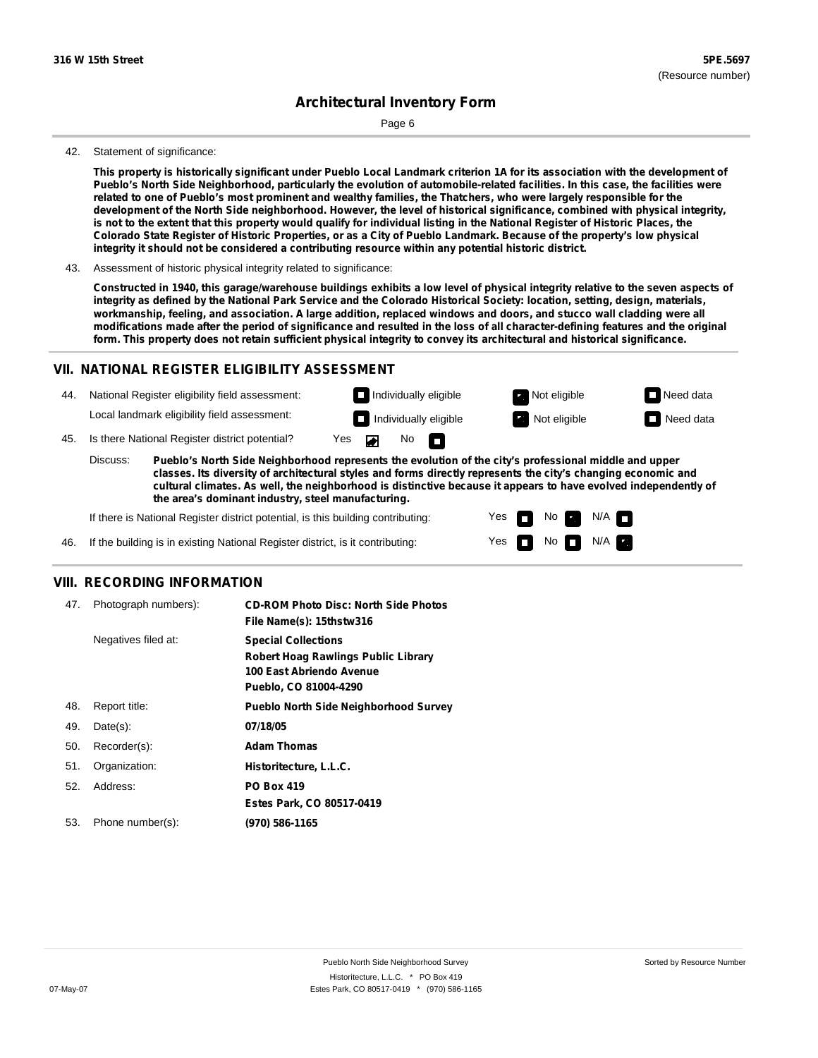**316 W 15th Street** **5PE.5697**
(Resource number)

# Architectural Inventory Form

42. Statement of significance:

**This property is historically significant under Pueblo Local Landmark criterion 1A for its association with the development of Pueblo's North Side Neighborhood, particularly the evolution of automobile-related facilities. In this case, the facilities were related to one of Pueblo's most prominent and wealthy families, the Thatchers, who were largely responsible for the development of the North Side neighborhood. However, the level of historical significance, combined with physical integrity, is not to the extent that this property would qualify for individual listing in the National Register of Historic Places, the Colorado State Register of Historic Properties, or as a City of Pueblo Landmark. Because of the property's low physical integrity it should not be considered a contributing resource within any potential historic district.**

43. Assessment of historic physical integrity related to significance:

**Constructed in 1940, this garage/warehouse buildings exhibits a low level of physical integrity relative to the seven aspects of integrity as defined by the National Park Service and the Colorado Historical Society: location, setting, design, materials, workmanship, feeling, and association. A large addition, replaced windows and doors, and stucco wall cladding were all modifications made after the period of significance and resulted in the loss of all character-defining features and the original form. This property does not retain sufficient physical integrity to convey its architectural and historical significance.**

## VII. NATIONAL REGISTER ELIGIBILITY ASSESSMENT

44. National Register eligibility field assessment: ☐ Individually eligible ☑ Not eligible ☐ Need data

Local landmark eligibility field assessment: ☐ Individually eligible ☑ Not eligible ☐ Need data

45. Is there National Register district potential? Yes ☑ No ☐

Discuss: **Pueblo's North Side Neighborhood represents the evolution of the city's professional middle and upper classes. Its diversity of architectural styles and forms directly represents the city's changing economic and cultural climates. As well, the neighborhood is distinctive because it appears to have evolved independently of the area's dominant industry, steel manufacturing.**

If there is National Register district potential, is this building contributing: Yes ☐ No ☑ N/A ☐

46. If the building is in existing National Register district, is it contributing: Yes ☐ No ☐ N/A ☑

## VIII. RECORDING INFORMATION

47. Photograph numbers): **CD-ROM Photo Disc: North Side Photos**
**File Name(s): 15thstw316**

Negatives filed at: **Special Collections**
**Robert Hoag Rawlings Public Library**
**100 East Abriendo Avenue**
**Pueblo, CO 81004-4290**

48. Report title: **Pueblo North Side Neighborhood Survey**

49. Date(s): **07/18/05**

50. Recorder(s): **Adam Thomas**

51. Organization: **Historitecture, L.L.C.**

52. Address: **PO Box 419**
**Estes Park, CO 80517-0419**

53. Phone number(s): **(970) 586-1165**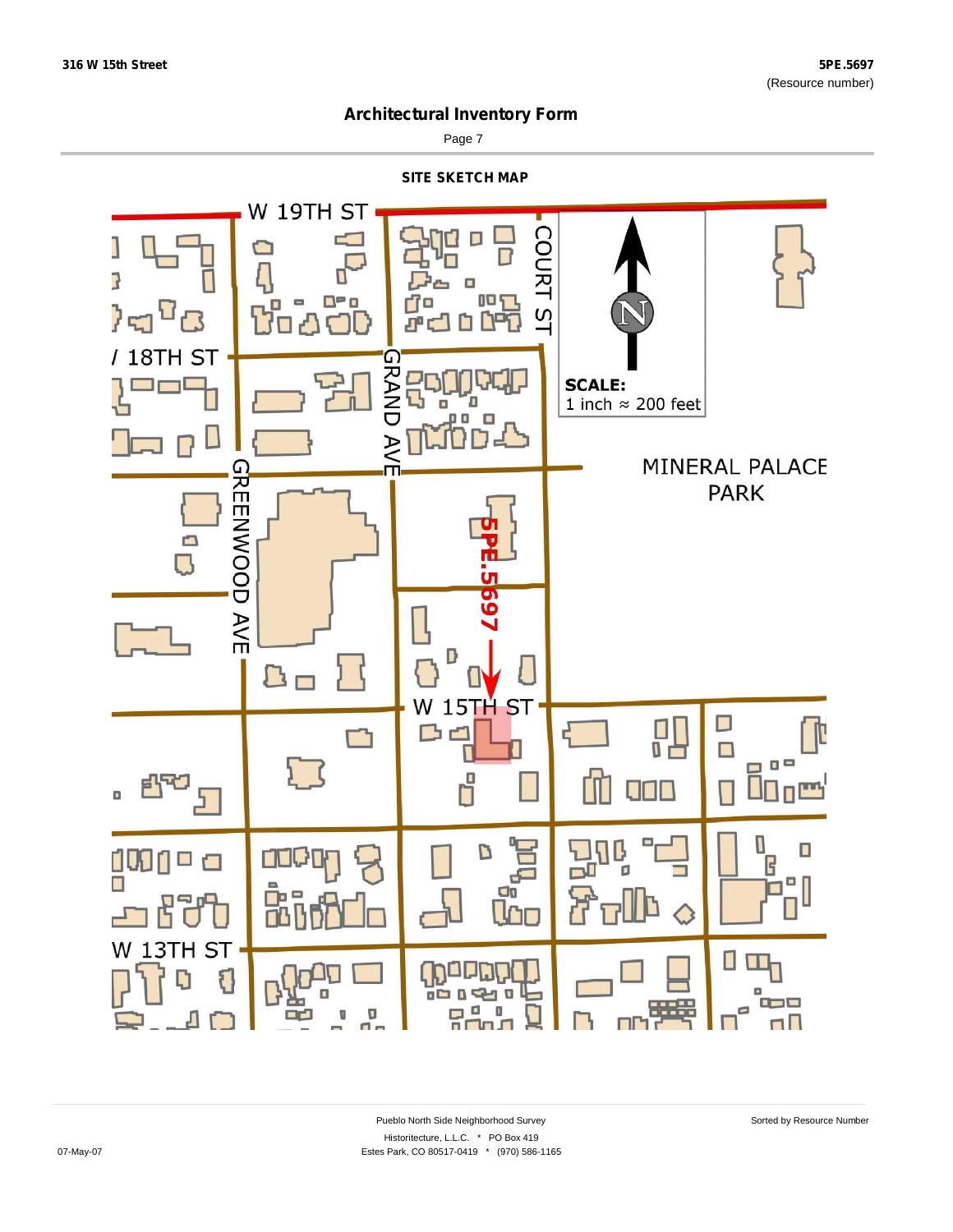316 W 15th Street

5PE.5697
(Resource number)

# Architectural Inventory Form

Page 7

## SITE SKETCH MAP

W 19TH ST

COURT ST

18TH ST

GRAND AVE

SCALE:
1 inch ≈ 200 feet

MINERAL PALACE PARK

GREENWOOD AVE

5PE.5697

W 15TH ST

W 13TH ST

Pueblo North Side Neighborhood Survey

Historitecture, L.L.C. * PO Box 419

Estes Park, CO 80517-0419 * (970) 586-1165

Sorted by Resource Number

07-May-07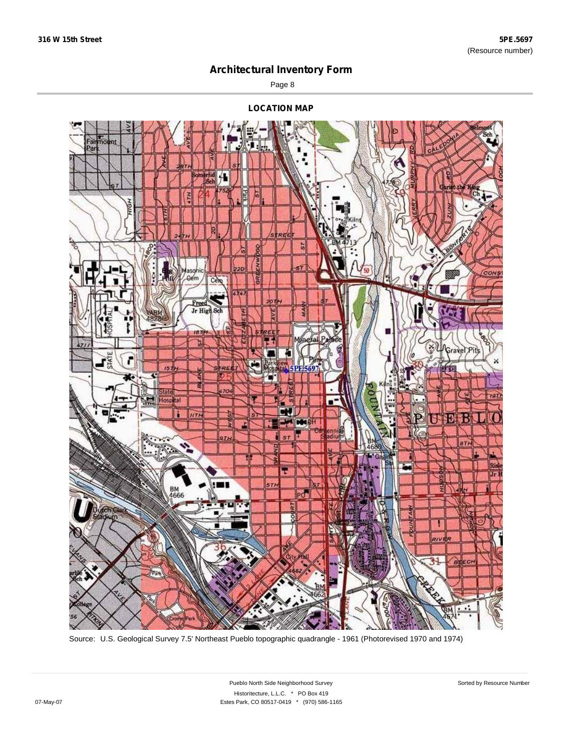## LOCATION MAP

Source: U.S. Geological Survey 7.5' Northeast Pueblo topographic quadrangle - 1961 (Photorevised 1970 and 1974)